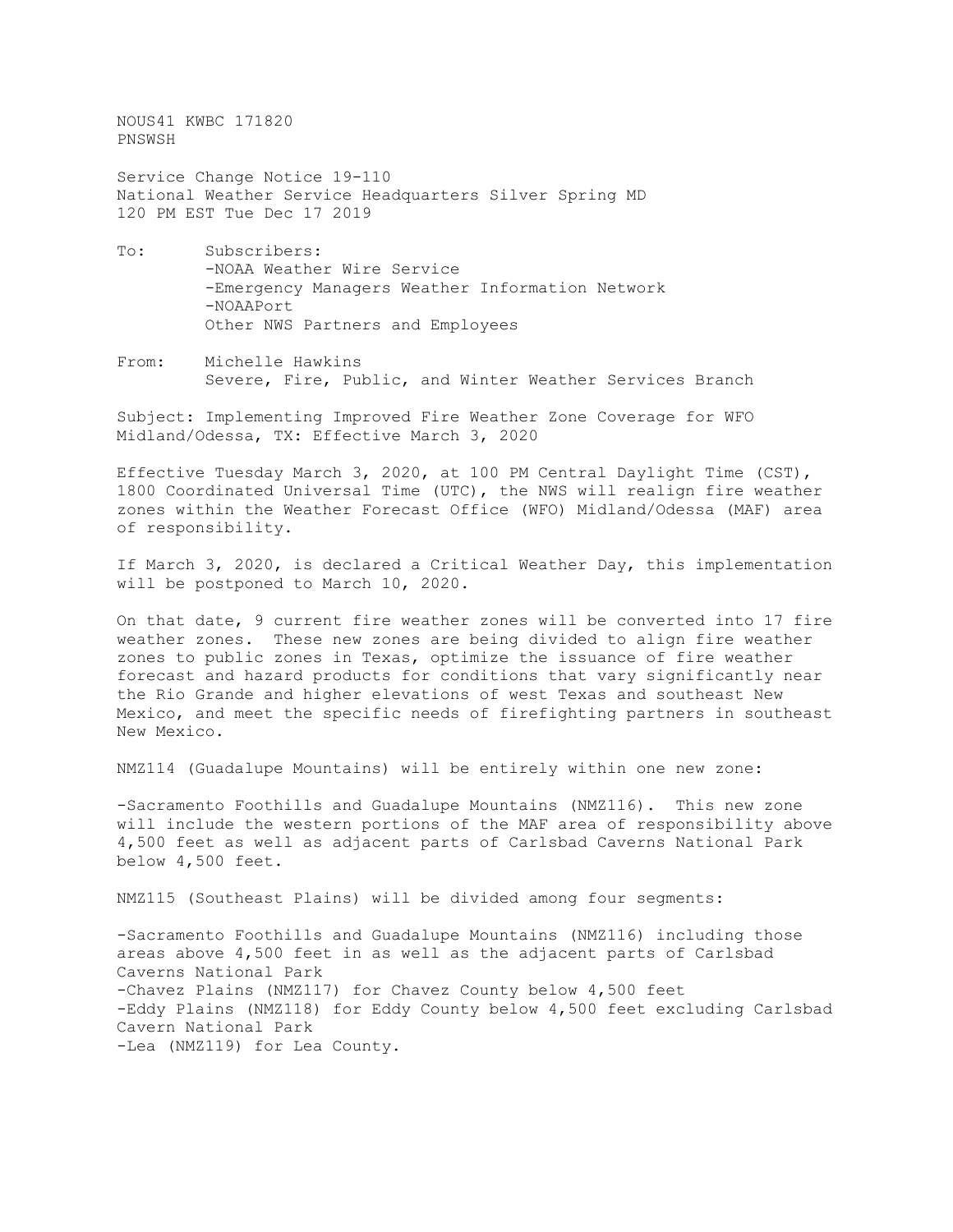NOUS41 KWBC 171820
PNSWSH

Service Change Notice 19-110
National Weather Service Headquarters Silver Spring MD
120 PM EST Tue Dec 17 2019

To: Subscribers:
-NOAA Weather Wire Service
-Emergency Managers Weather Information Network
-NOAAPort
Other NWS Partners and Employees

From: Michelle Hawkins
Severe, Fire, Public, and Winter Weather Services Branch

Subject: Implementing Improved Fire Weather Zone Coverage for WFO Midland/Odessa, TX: Effective March 3, 2020

Effective Tuesday March 3, 2020, at 100 PM Central Daylight Time (CST), 1800 Coordinated Universal Time (UTC), the NWS will realign fire weather zones within the Weather Forecast Office (WFO) Midland/Odessa (MAF) area of responsibility.

If March 3, 2020, is declared a Critical Weather Day, this implementation will be postponed to March 10, 2020.

On that date, 9 current fire weather zones will be converted into 17 fire weather zones. These new zones are being divided to align fire weather zones to public zones in Texas, optimize the issuance of fire weather forecast and hazard products for conditions that vary significantly near the Rio Grande and higher elevations of west Texas and southeast New Mexico, and meet the specific needs of firefighting partners in southeast New Mexico.

NMZ114 (Guadalupe Mountains) will be entirely within one new zone:

-Sacramento Foothills and Guadalupe Mountains (NMZ116). This new zone will include the western portions of the MAF area of responsibility above 4,500 feet as well as adjacent parts of Carlsbad Caverns National Park below 4,500 feet.

NMZ115 (Southeast Plains) will be divided among four segments:

-Sacramento Foothills and Guadalupe Mountains (NMZ116) including those areas above 4,500 feet in as well as the adjacent parts of Carlsbad Caverns National Park
-Chavez Plains (NMZ117) for Chavez County below 4,500 feet
-Eddy Plains (NMZ118) for Eddy County below 4,500 feet excluding Carlsbad Cavern National Park
-Lea (NMZ119) for Lea County.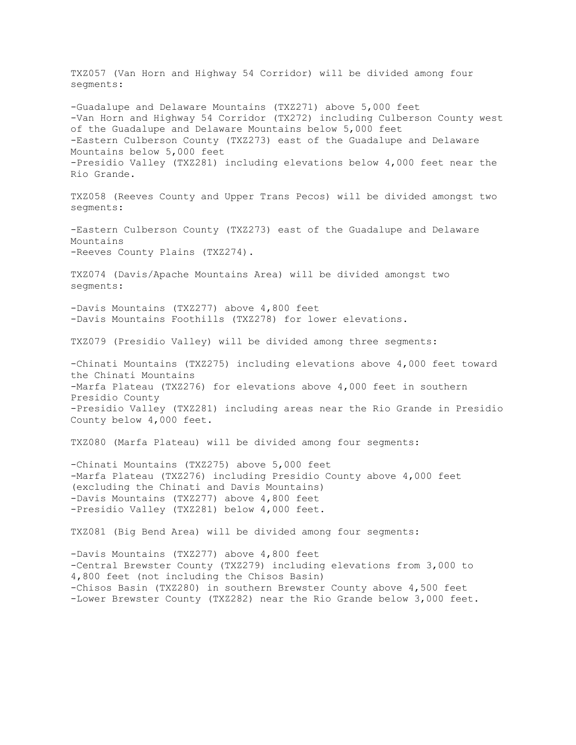TXZ057 (Van Horn and Highway 54 Corridor) will be divided among four segments:

- Guadalupe and Delaware Mountains (TXZ271) above 5,000 feet
- Van Horn and Highway 54 Corridor (TX272) including Culberson County west of the Guadalupe and Delaware Mountains below 5,000 feet
- Eastern Culberson County (TXZ273) east of the Guadalupe and Delaware Mountains below 5,000 feet
- Presidio Valley (TXZ281) including elevations below 4,000 feet near the Rio Grande.

TXZ058 (Reeves County and Upper Trans Pecos) will be divided amongst two segments:

- Eastern Culberson County (TXZ273) east of the Guadalupe and Delaware Mountains
- Reeves County Plains (TXZ274).

TXZ074 (Davis/Apache Mountains Area) will be divided amongst two segments:

- Davis Mountains (TXZ277) above 4,800 feet
- Davis Mountains Foothills (TXZ278) for lower elevations.

TXZ079 (Presidio Valley) will be divided among three segments:

- Chinati Mountains (TXZ275) including elevations above 4,000 feet toward the Chinati Mountains
- Marfa Plateau (TXZ276) for elevations above 4,000 feet in southern Presidio County
- Presidio Valley (TXZ281) including areas near the Rio Grande in Presidio County below 4,000 feet.

TXZ080 (Marfa Plateau) will be divided among four segments:

- Chinati Mountains (TXZ275) above 5,000 feet
- Marfa Plateau (TXZ276) including Presidio County above 4,000 feet (excluding the Chinati and Davis Mountains)
- Davis Mountains (TXZ277) above 4,800 feet
- Presidio Valley (TXZ281) below 4,000 feet.

TXZ081 (Big Bend Area) will be divided among four segments:

- Davis Mountains (TXZ277) above 4,800 feet
- Central Brewster County (TXZ279) including elevations from 3,000 to 4,800 feet (not including the Chisos Basin)
- Chisos Basin (TXZ280) in southern Brewster County above 4,500 feet
- Lower Brewster County (TXZ282) near the Rio Grande below 3,000 feet.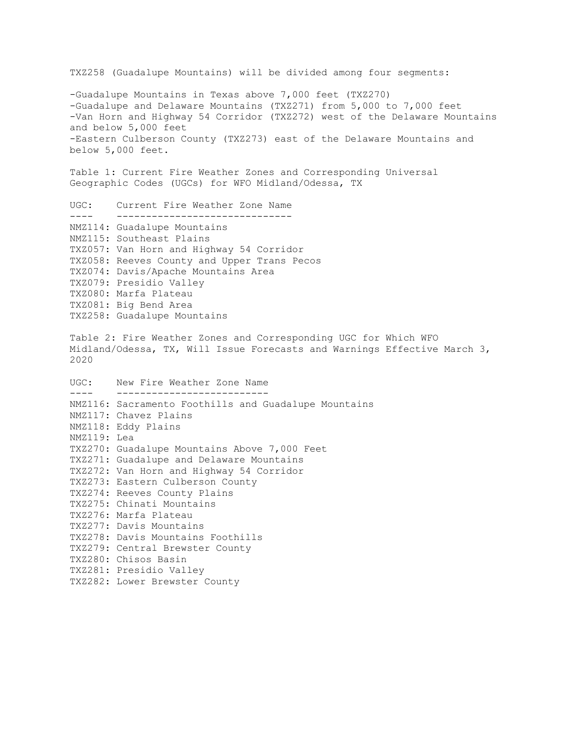TXZ258 (Guadalupe Mountains) will be divided among four segments:

- Guadalupe Mountains in Texas above 7,000 feet (TXZ270)
- Guadalupe and Delaware Mountains (TXZ271) from 5,000 to 7,000 feet
- Van Horn and Highway 54 Corridor (TXZ272) west of the Delaware Mountains and below 5,000 feet
- Eastern Culberson County (TXZ273) east of the Delaware Mountains and below 5,000 feet.

Table 1: Current Fire Weather Zones and Corresponding Universal Geographic Codes (UGCs) for WFO Midland/Odessa, TX

| UGC: | Current Fire Weather Zone Name |
|---|---|
| NMZ114: | Guadalupe Mountains |
| NMZ115: | Southeast Plains |
| TXZ057: | Van Horn and Highway 54 Corridor |
| TXZ058: | Reeves County and Upper Trans Pecos |
| TXZ074: | Davis/Apache Mountains Area |
| TXZ079: | Presidio Valley |
| TXZ080: | Marfa Plateau |
| TXZ081: | Big Bend Area |
| TXZ258: | Guadalupe Mountains |

Table 2: Fire Weather Zones and Corresponding UGC for Which WFO Midland/Odessa, TX, Will Issue Forecasts and Warnings Effective March 3, 2020

| UGC: | New Fire Weather Zone Name |
|---|---|
| NMZ116: | Sacramento Foothills and Guadalupe Mountains |
| NMZ117: | Chavez Plains |
| NMZ118: | Eddy Plains |
| NMZ119: | Lea |
| TXZ270: | Guadalupe Mountains Above 7,000 Feet |
| TXZ271: | Guadalupe and Delaware Mountains |
| TXZ272: | Van Horn and Highway 54 Corridor |
| TXZ273: | Eastern Culberson County |
| TXZ274: | Reeves County Plains |
| TXZ275: | Chinati Mountains |
| TXZ276: | Marfa Plateau |
| TXZ277: | Davis Mountains |
| TXZ278: | Davis Mountains Foothills |
| TXZ279: | Central Brewster County |
| TXZ280: | Chisos Basin |
| TXZ281: | Presidio Valley |
| TXZ282: | Lower Brewster County |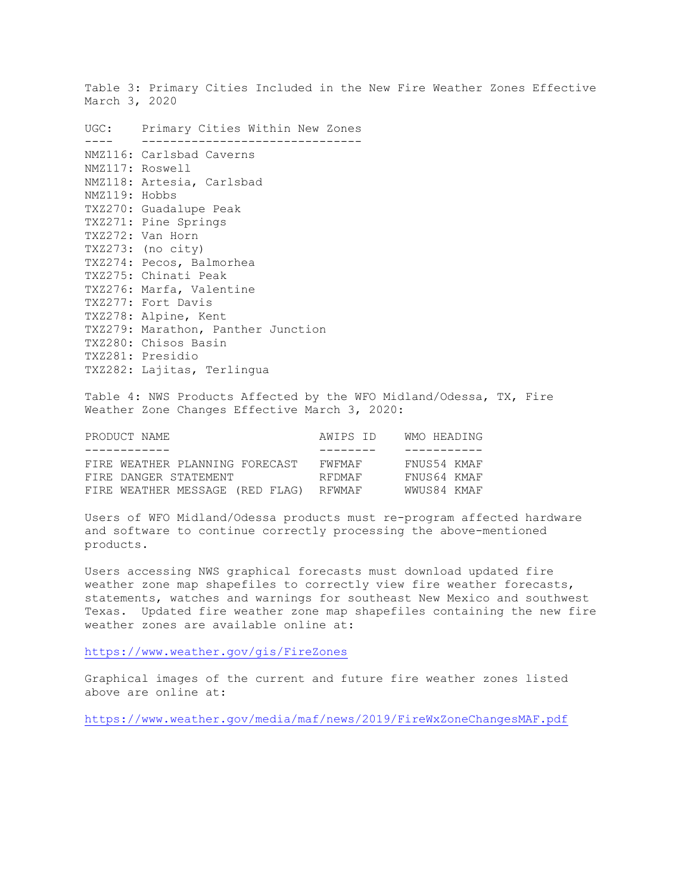Table 3: Primary Cities Included in the New Fire Weather Zones Effective March 3, 2020

| UGC: | Primary Cities Within New Zones |
|---|---|
| NMZ116: | Carlsbad Caverns |
| NMZ117: | Roswell |
| NMZ118: | Artesia, Carlsbad |
| NMZ119: | Hobbs |
| TXZ270: | Guadalupe Peak |
| TXZ271: | Pine Springs |
| TXZ272: | Van Horn |
| TXZ273: | (no city) |
| TXZ274: | Pecos, Balmorhea |
| TXZ275: | Chinati Peak |
| TXZ276: | Marfa, Valentine |
| TXZ277: | Fort Davis |
| TXZ278: | Alpine, Kent |
| TXZ279: | Marathon, Panther Junction |
| TXZ280: | Chisos Basin |
| TXZ281: | Presidio |
| TXZ282: | Lajitas, Terlingua |

Table 4: NWS Products Affected by the WFO Midland/Odessa, TX, Fire Weather Zone Changes Effective March 3, 2020:

| PRODUCT NAME | AWIPS ID | WMO HEADING |
|---|---|---|
| FIRE WEATHER PLANNING FORECAST | FWFMAF | FNUS54 KMAF |
| FIRE DANGER STATEMENT | RFDMAF | FNUS64 KMAF |
| FIRE WEATHER MESSAGE (RED FLAG) | RFWMAF | WWUS84 KMAF |

Users of WFO Midland/Odessa products must re-program affected hardware and software to continue correctly processing the above-mentioned products.

Users accessing NWS graphical forecasts must download updated fire weather zone map shapefiles to correctly view fire weather forecasts, statements, watches and warnings for southeast New Mexico and southwest Texas. Updated fire weather zone map shapefiles containing the new fire weather zones are available online at:

https://www.weather.gov/gis/FireZones

Graphical images of the current and future fire weather zones listed above are online at:

https://www.weather.gov/media/maf/news/2019/FireWxZoneChangesMAF.pdf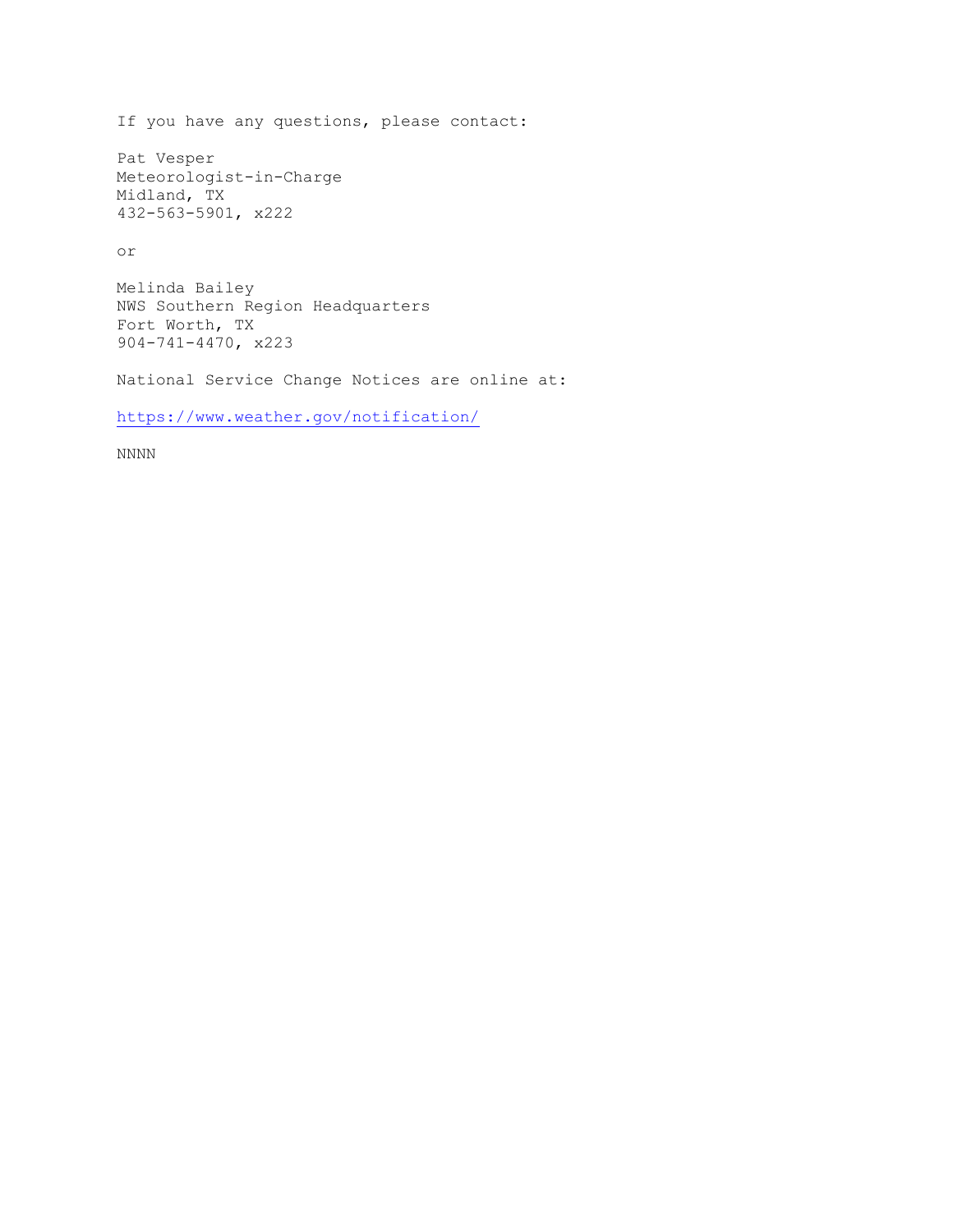If you have any questions, please contact:

Pat Vesper
Meteorologist-in-Charge
Midland, TX
432-563-5901, x222

or

Melinda Bailey
NWS Southern Region Headquarters
Fort Worth, TX
904-741-4470, x223

National Service Change Notices are online at:

https://www.weather.gov/notification/

NNNN